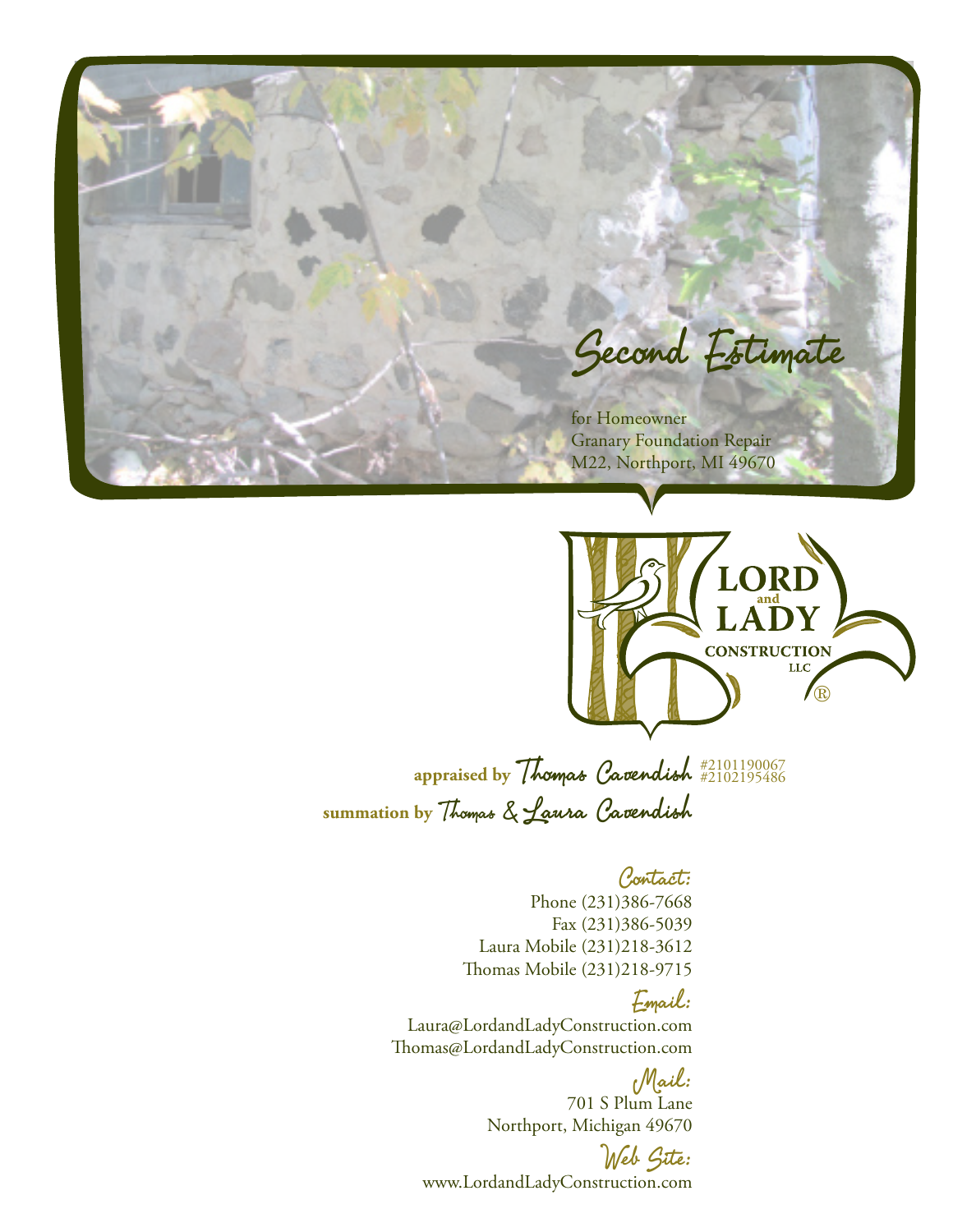# Second Estimate

for Homeowner
Granary Foundation Repair
M22, Northport, MI 49670

LORD and LADY CONSTRUCTION LLC ®

**appraised by** Thomas Cavendish #2101190067 #2102195486

**summation by** Thomas & Laura Cavendish

## Contact:

Phone (231)386-7668
Fax (231)386-5039
Laura Mobile (231)218-3612
Thomas Mobile (231)218-9715

## Email:

Laura@LordandLadyConstruction.com
Thomas@LordandLadyConstruction.com

## Mail:

701 S Plum Lane
Northport, Michigan 49670

## Web Site:

www.LordandLadyConstruction.com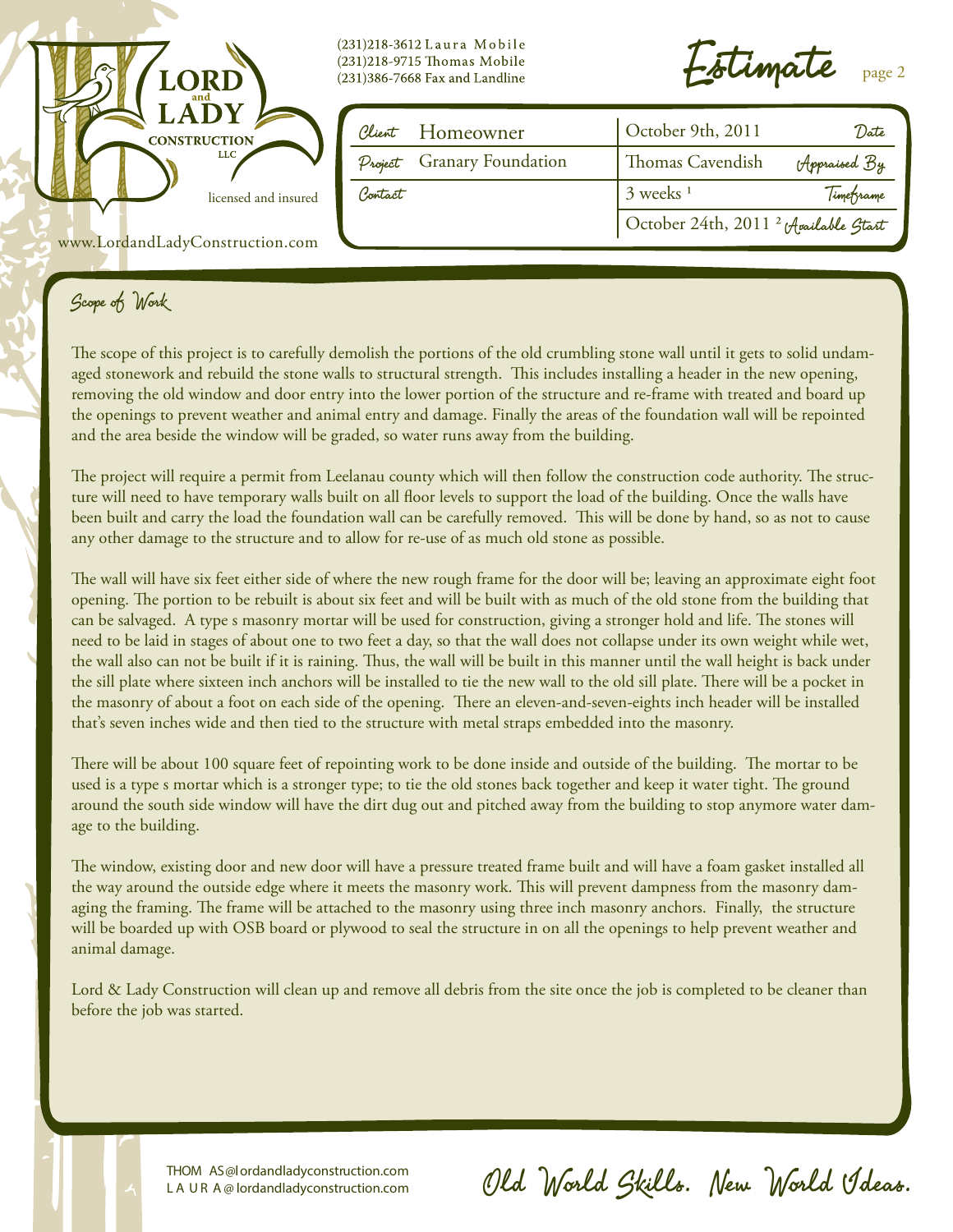LORD and LADY CONSTRUCTION LLC

licensed and insured

www.LordandLadyConstruction.com

(231)218-3612 Laura Mobile
(231)218-9715 Thomas Mobile
(231)386-7668 Fax and Landline

# Estimate

| | | | |
|---|---|---|---|
| Client | Homeowner | October 9th, 2011 | Date |
| Project | Granary Foundation | Thomas Cavendish | Appraised By |
| Contact | | 3 weeks [1] | Timeframe |
| | | October 24th, 2011 [2] | Available Start |

## Scope of Work

The scope of this project is to carefully demolish the portions of the old crumbling stone wall until it gets to solid undamaged stonework and rebuild the stone walls to structural strength. This includes installing a header in the new opening, removing the old window and door entry into the lower portion of the structure and re-frame with treated and board up the openings to prevent weather and animal entry and damage. Finally the areas of the foundation wall will be repointed and the area beside the window will be graded, so water runs away from the building.

The project will require a permit from Leelanau county which will then follow the construction code authority. The structure will need to have temporary walls built on all floor levels to support the load of the building. Once the walls have been built and carry the load the foundation wall can be carefully removed. This will be done by hand, so as not to cause any other damage to the structure and to allow for re-use of as much old stone as possible.

The wall will have six feet either side of where the new rough frame for the door will be; leaving an approximate eight foot opening. The portion to be rebuilt is about six feet and will be built with as much of the old stone from the building that can be salvaged. A type s masonry mortar will be used for construction, giving a stronger hold and life. The stones will need to be laid in stages of about one to two feet a day, so that the wall does not collapse under its own weight while wet, the wall also can not be built if it is raining. Thus, the wall will be built in this manner until the wall height is back under the sill plate where sixteen inch anchors will be installed to tie the new wall to the old sill plate. There will be a pocket in the masonry of about a foot on each side of the opening. There an eleven-and-seven-eights inch header will be installed that's seven inches wide and then tied to the structure with metal straps embedded into the masonry.

There will be about 100 square feet of repointing work to be done inside and outside of the building. The mortar to be used is a type s mortar which is a stronger type; to tie the old stones back together and keep it water tight. The ground around the south side window will have the dirt dug out and pitched away from the building to stop anymore water damage to the building.

The window, existing door and new door will have a pressure treated frame built and will have a foam gasket installed all the way around the outside edge where it meets the masonry work. This will prevent dampness from the masonry damaging the framing. The frame will be attached to the masonry using three inch masonry anchors. Finally, the structure will be boarded up with OSB board or plywood to seal the structure in on all the openings to help prevent weather and animal damage.

Lord & Lady Construction will clean up and remove all debris from the site once the job is completed to be cleaner than before the job was started.

THOMAS@lordandladyconstruction.com
LAURA@lordandladyconstruction.com

Old World Skills. New World Ideas.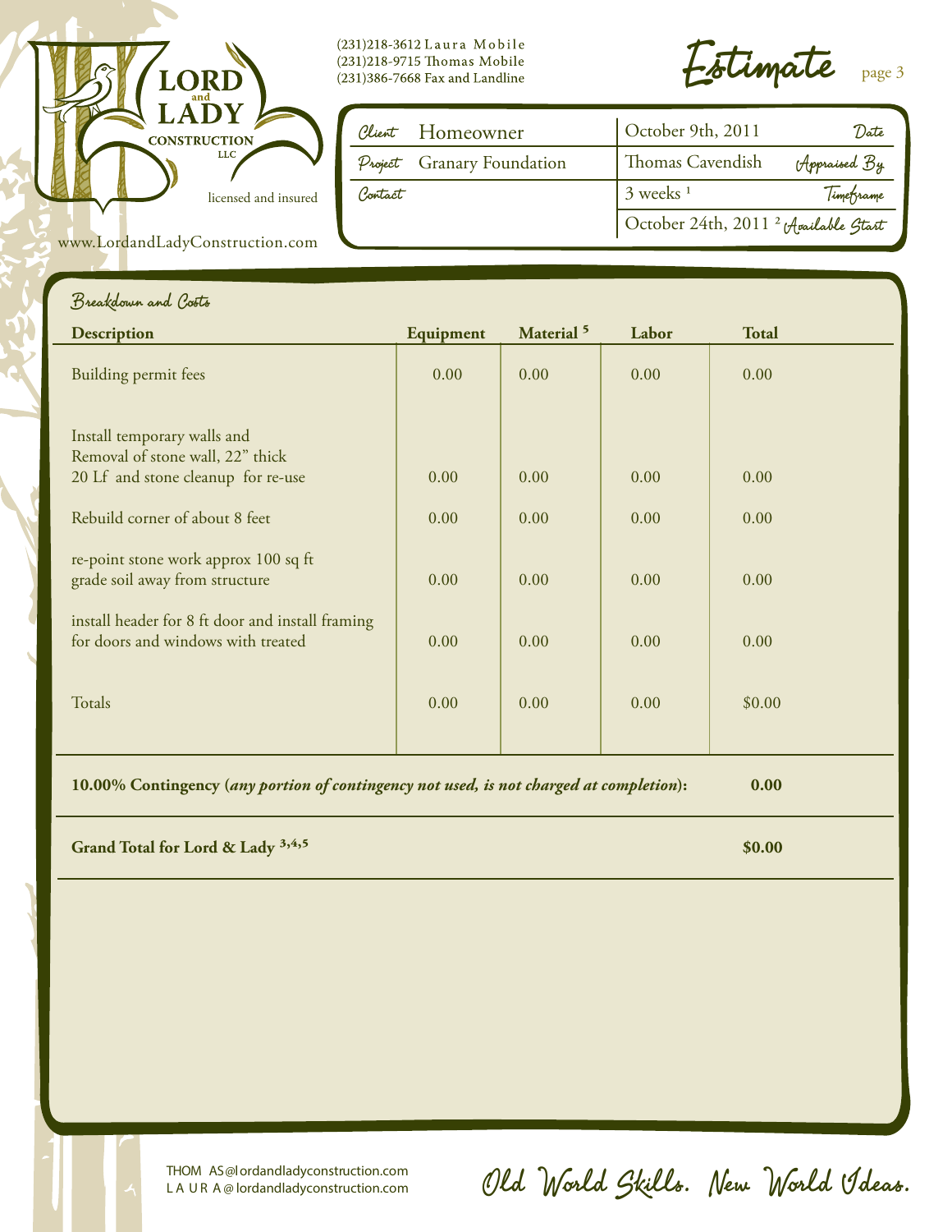**LORD and LADY CONSTRUCTION LLC**

licensed and insured

www.LordandLadyConstruction.com

(231)218-3612 Laura Mobile
(231)218-9715 Thomas Mobile
(231)386-7668 Fax and Landline

# Estimate

| | | | |
|---|---|---|---|
| Client | Homeowner | October 9th, 2011 | Date |
| Project | Granary Foundation | Thomas Cavendish | Appraised By |
| Contact | | 3 weeks [1] | Timeframe |
| | | October 24th, 2011 [2] | Available Start |

## Breakdown and Costs

| Description | Equipment | Material [5] | Labor | Total |
|---|---|---|---|---|
| Building permit fees | 0.00 | 0.00 | 0.00 | 0.00 |
| Install temporary walls and Removal of stone wall, 22" thick 20 Lf and stone cleanup for re-use | 0.00 | 0.00 | 0.00 | 0.00 |
| Rebuild corner of about 8 feet | 0.00 | 0.00 | 0.00 | 0.00 |
| re-point stone work approx 100 sq ft grade soil away from structure | 0.00 | 0.00 | 0.00 | 0.00 |
| install header for 8 ft door and install framing for doors and windows with treated | 0.00 | 0.00 | 0.00 | 0.00 |
| Totals | 0.00 | 0.00 | 0.00 | $0.00 |

**10.00% Contingency (*any portion of contingency not used, is not charged at completion*):** **0.00**

**Grand Total for Lord & Lady [3,4,5]** **$0.00**

THOMAS@lordandladyconstruction.com
LAURA@lordandladyconstruction.com

Old World Skills. New World Ideas.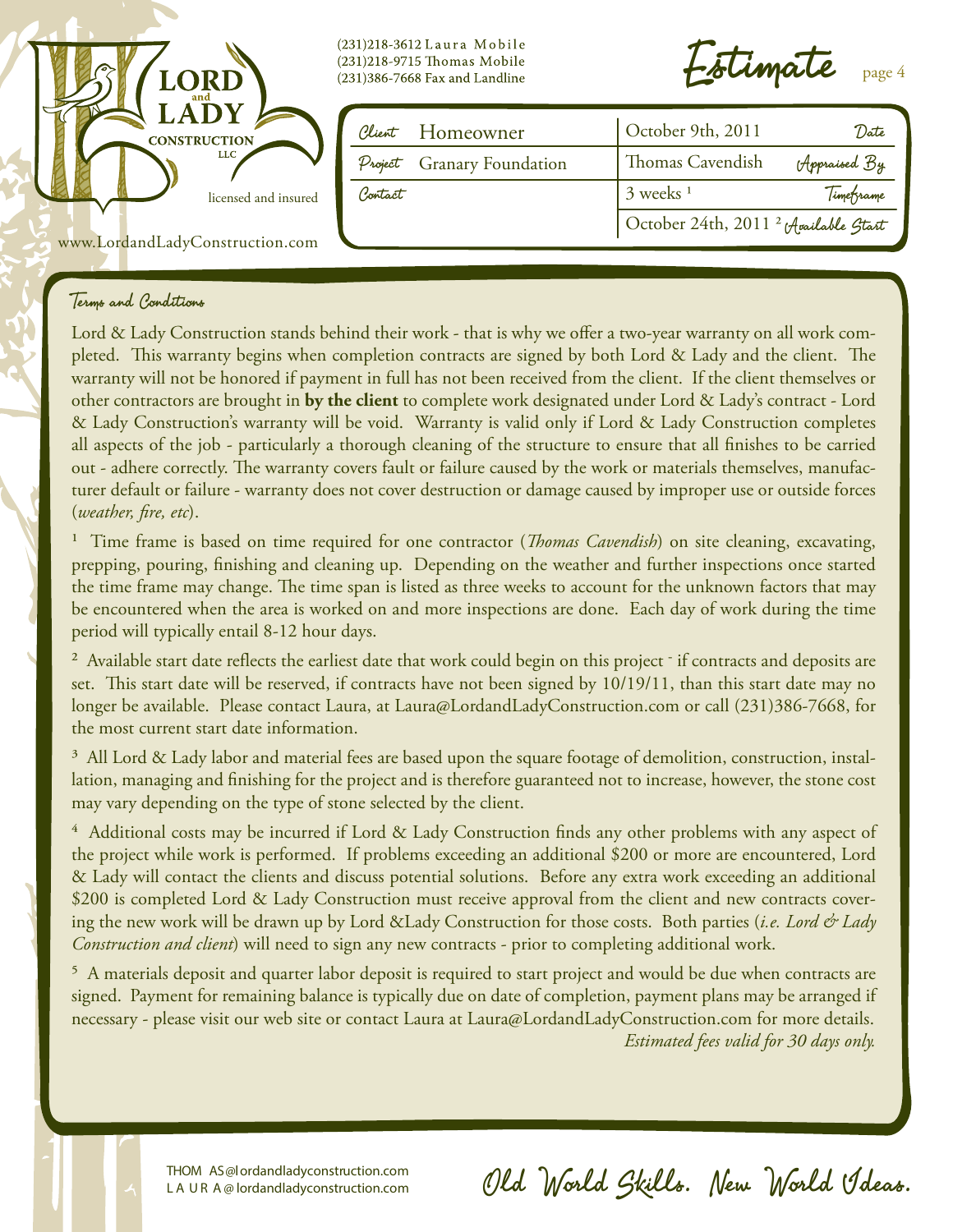LORD and LADY CONSTRUCTION LLC

licensed and insured

www.LordandLadyConstruction.com

(231)218-3612 Laura Mobile
(231)218-9715 Thomas Mobile
(231)386-7668 Fax and Landline

# Estimate

| | | | |
|---|---|---|---|
| Client | Homeowner | October 9th, 2011 | Date |
| Project | Granary Foundation | Thomas Cavendish | Appraised By |
| Contact | | 3 weeks [1] | Timeframe |
| | | October 24th, 2011 [2] | Available Start |

## Terms and Conditions

Lord & Lady Construction stands behind their work - that is why we offer a two-year warranty on all work completed. This warranty begins when completion contracts are signed by both Lord & Lady and the client. The warranty will not be honored if payment in full has not been received from the client. If the client themselves or other contractors are brought in **by the client** to complete work designated under Lord & Lady's contract - Lord & Lady Construction's warranty will be void. Warranty is valid only if Lord & Lady Construction completes all aspects of the job - particularly a thorough cleaning of the structure to ensure that all finishes to be carried out - adhere correctly. The warranty covers fault or failure caused by the work or materials themselves, manufacturer default or failure - warranty does not cover destruction or damage caused by improper use or outside forces (*weather, fire, etc*).

[1] Time frame is based on time required for one contractor (*Thomas Cavendish*) on site cleaning, excavating, prepping, pouring, finishing and cleaning up. Depending on the weather and further inspections once started the time frame may change. The time span is listed as three weeks to account for the unknown factors that may be encountered when the area is worked on and more inspections are done. Each day of work during the time period will typically entail 8-12 hour days.

[2] Available start date reflects the earliest date that work could begin on this project - if contracts and deposits are set. This start date will be reserved, if contracts have not been signed by 10/19/11, than this start date may no longer be available. Please contact Laura, at Laura@LordandLadyConstruction.com or call (231)386-7668, for the most current start date information.

[3] All Lord & Lady labor and material fees are based upon the square footage of demolition, construction, installation, managing and finishing for the project and is therefore guaranteed not to increase, however, the stone cost may vary depending on the type of stone selected by the client.

[4] Additional costs may be incurred if Lord & Lady Construction finds any other problems with any aspect of the project while work is performed. If problems exceeding an additional $200 or more are encountered, Lord & Lady will contact the clients and discuss potential solutions. Before any extra work exceeding an additional $200 is completed Lord & Lady Construction must receive approval from the client and new contracts covering the new work will be drawn up by Lord &Lady Construction for those costs. Both parties (*i.e. Lord & Lady Construction and client*) will need to sign any new contracts - prior to completing additional work.

[5] A materials deposit and quarter labor deposit is required to start project and would be due when contracts are signed. Payment for remaining balance is typically due on date of completion, payment plans may be arranged if necessary - please visit our web site or contact Laura at Laura@LordandLadyConstruction.com for more details.

*Estimated fees valid for 30 days only.*

THOMAS@lordandladyconstruction.com
LAURA@lordandladyconstruction.com

Old World Skills. New World Ideas.